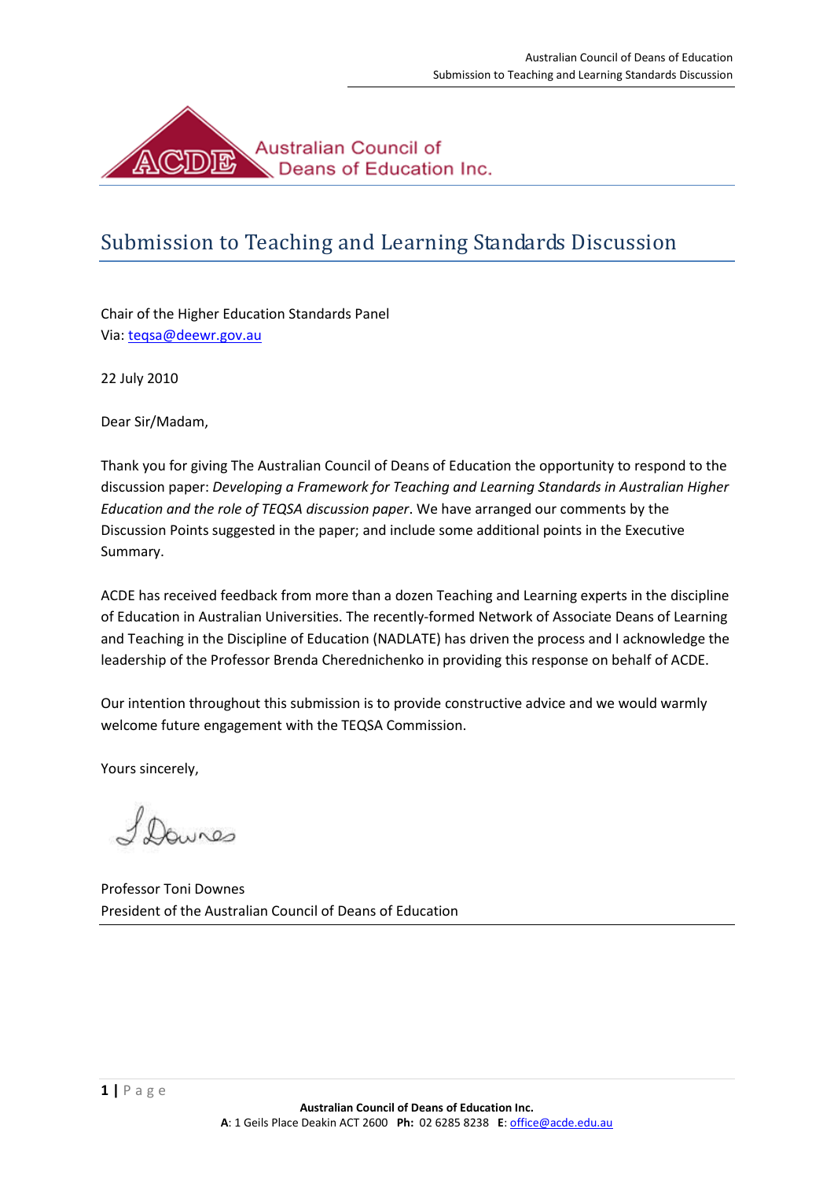Australian Council of Deans of Education Inc.

# Submission to Teaching and Learning Standards Discussion

Chair of the Higher Education Standards Panel
Via: teqsa@deewr.gov.au

22 July 2010

Dear Sir/Madam,

Thank you for giving The Australian Council of Deans of Education the opportunity to respond to the discussion paper: *Developing a Framework for Teaching and Learning Standards in Australian Higher Education and the role of TEQSA discussion paper*. We have arranged our comments by the Discussion Points suggested in the paper; and include some additional points in the Executive Summary.

ACDE has received feedback from more than a dozen Teaching and Learning experts in the discipline of Education in Australian Universities. The recently-formed Network of Associate Deans of Learning and Teaching in the Discipline of Education (NADLATE) has driven the process and I acknowledge the leadership of the Professor Brenda Cherednichenko in providing this response on behalf of ACDE.

Our intention throughout this submission is to provide constructive advice and we would warmly welcome future engagement with the TEQSA Commission.

Yours sincerely,

Professor Toni Downes
President of the Australian Council of Deans of Education

**Australian Council of Deans of Education Inc.**
**A**: 1 Geils Place Deakin ACT 2600 **Ph:** 02 6285 8238 **E**: office@acde.edu.au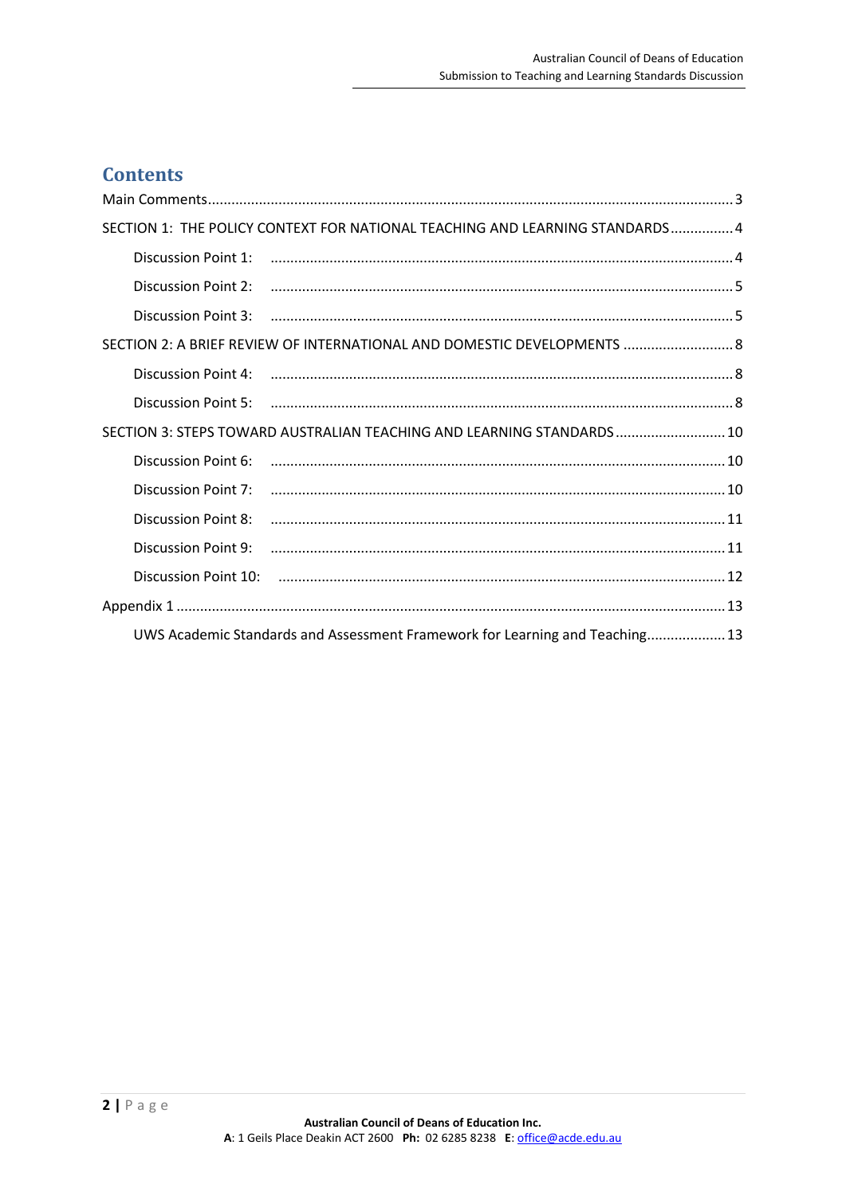# Contents

Main Comments.....3

SECTION 1: THE POLICY CONTEXT FOR NATIONAL TEACHING AND LEARNING STANDARDS.....4

- Discussion Point 1: .....4
- Discussion Point 2: .....5
- Discussion Point 3: .....5

SECTION 2: A BRIEF REVIEW OF INTERNATIONAL AND DOMESTIC DEVELOPMENTS.....8

- Discussion Point 4: .....8
- Discussion Point 5: .....8

SECTION 3: STEPS TOWARD AUSTRALIAN TEACHING AND LEARNING STANDARDS.....10

- Discussion Point 6: .....10
- Discussion Point 7: .....10
- Discussion Point 8: .....11
- Discussion Point 9: .....11
- Discussion Point 10: .....12

Appendix 1.....13

- UWS Academic Standards and Assessment Framework for Learning and Teaching.....13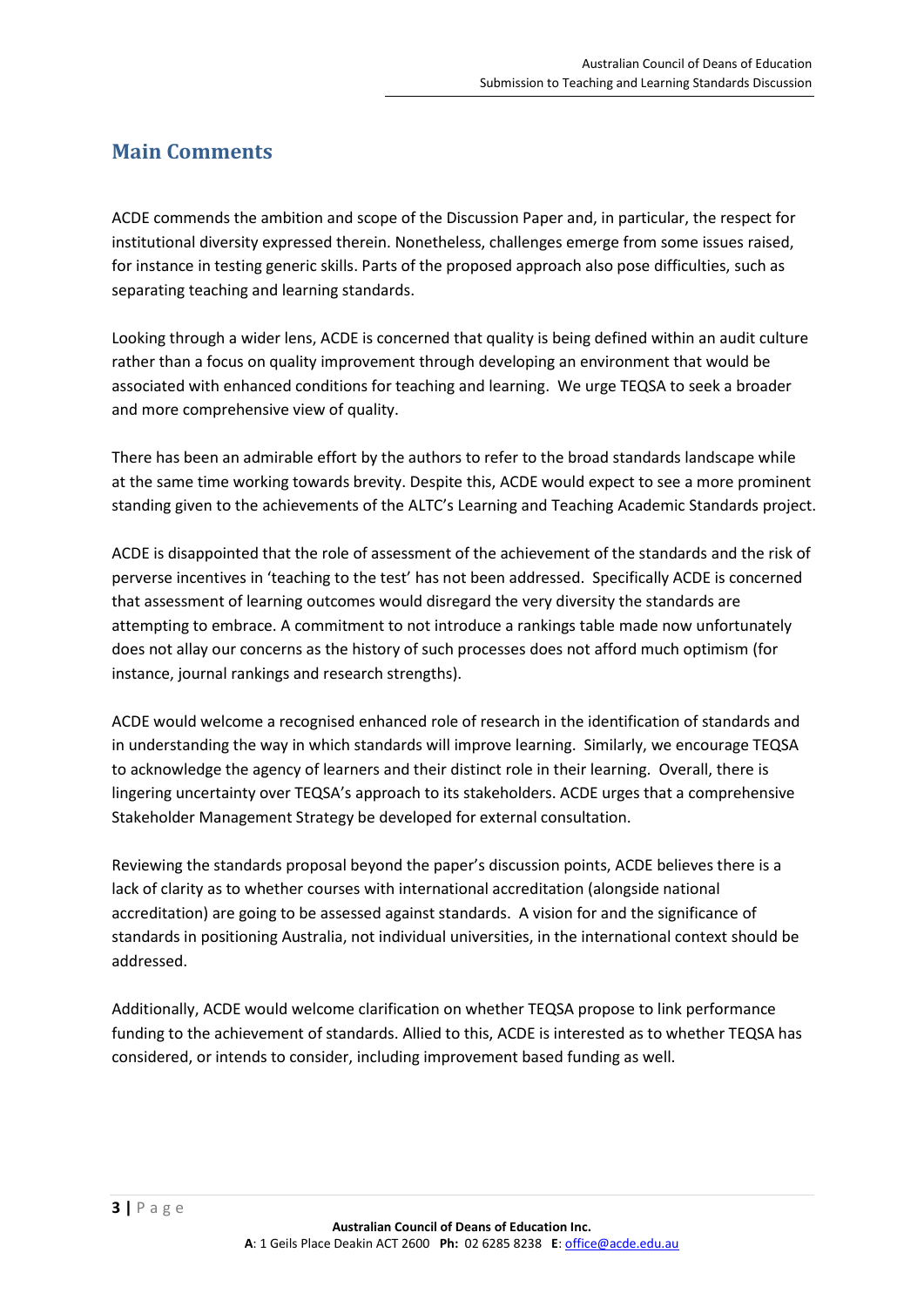## Main Comments

ACDE commends the ambition and scope of the Discussion Paper and, in particular, the respect for institutional diversity expressed therein. Nonetheless, challenges emerge from some issues raised, for instance in testing generic skills. Parts of the proposed approach also pose difficulties, such as separating teaching and learning standards.

Looking through a wider lens, ACDE is concerned that quality is being defined within an audit culture rather than a focus on quality improvement through developing an environment that would be associated with enhanced conditions for teaching and learning. We urge TEQSA to seek a broader and more comprehensive view of quality.

There has been an admirable effort by the authors to refer to the broad standards landscape while at the same time working towards brevity. Despite this, ACDE would expect to see a more prominent standing given to the achievements of the ALTC's Learning and Teaching Academic Standards project.

ACDE is disappointed that the role of assessment of the achievement of the standards and the risk of perverse incentives in 'teaching to the test' has not been addressed. Specifically ACDE is concerned that assessment of learning outcomes would disregard the very diversity the standards are attempting to embrace. A commitment to not introduce a rankings table made now unfortunately does not allay our concerns as the history of such processes does not afford much optimism (for instance, journal rankings and research strengths).

ACDE would welcome a recognised enhanced role of research in the identification of standards and in understanding the way in which standards will improve learning. Similarly, we encourage TEQSA to acknowledge the agency of learners and their distinct role in their learning. Overall, there is lingering uncertainty over TEQSA's approach to its stakeholders. ACDE urges that a comprehensive Stakeholder Management Strategy be developed for external consultation.

Reviewing the standards proposal beyond the paper's discussion points, ACDE believes there is a lack of clarity as to whether courses with international accreditation (alongside national accreditation) are going to be assessed against standards. A vision for and the significance of standards in positioning Australia, not individual universities, in the international context should be addressed.

Additionally, ACDE would welcome clarification on whether TEQSA propose to link performance funding to the achievement of standards. Allied to this, ACDE is interested as to whether TEQSA has considered, or intends to consider, including improvement based funding as well.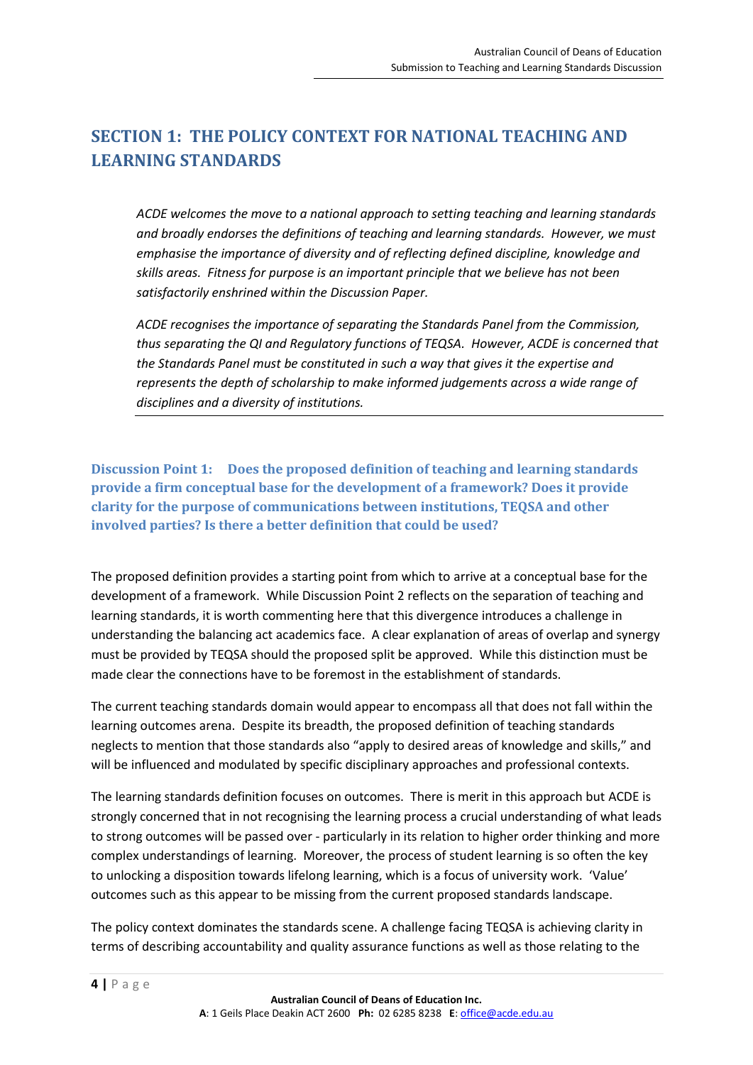## SECTION 1: THE POLICY CONTEXT FOR NATIONAL TEACHING AND LEARNING STANDARDS

> *ACDE welcomes the move to a national approach to setting teaching and learning standards and broadly endorses the definitions of teaching and learning standards. However, we must emphasise the importance of diversity and of reflecting defined discipline, knowledge and skills areas. Fitness for purpose is an important principle that we believe has not been satisfactorily enshrined within the Discussion Paper.*
>
> *ACDE recognises the importance of separating the Standards Panel from the Commission, thus separating the QI and Regulatory functions of TEQSA. However, ACDE is concerned that the Standards Panel must be constituted in such a way that gives it the expertise and represents the depth of scholarship to make informed judgements across a wide range of disciplines and a diversity of institutions.*

### Discussion Point 1: Does the proposed definition of teaching and learning standards provide a firm conceptual base for the development of a framework? Does it provide clarity for the purpose of communications between institutions, TEQSA and other involved parties? Is there a better definition that could be used?

The proposed definition provides a starting point from which to arrive at a conceptual base for the development of a framework. While Discussion Point 2 reflects on the separation of teaching and learning standards, it is worth commenting here that this divergence introduces a challenge in understanding the balancing act academics face. A clear explanation of areas of overlap and synergy must be provided by TEQSA should the proposed split be approved. While this distinction must be made clear the connections have to be foremost in the establishment of standards.

The current teaching standards domain would appear to encompass all that does not fall within the learning outcomes arena. Despite its breadth, the proposed definition of teaching standards neglects to mention that those standards also "apply to desired areas of knowledge and skills," and will be influenced and modulated by specific disciplinary approaches and professional contexts.

The learning standards definition focuses on outcomes. There is merit in this approach but ACDE is strongly concerned that in not recognising the learning process a crucial understanding of what leads to strong outcomes will be passed over - particularly in its relation to higher order thinking and more complex understandings of learning. Moreover, the process of student learning is so often the key to unlocking a disposition towards lifelong learning, which is a focus of university work. 'Value' outcomes such as this appear to be missing from the current proposed standards landscape.

The policy context dominates the standards scene. A challenge facing TEQSA is achieving clarity in terms of describing accountability and quality assurance functions as well as those relating to the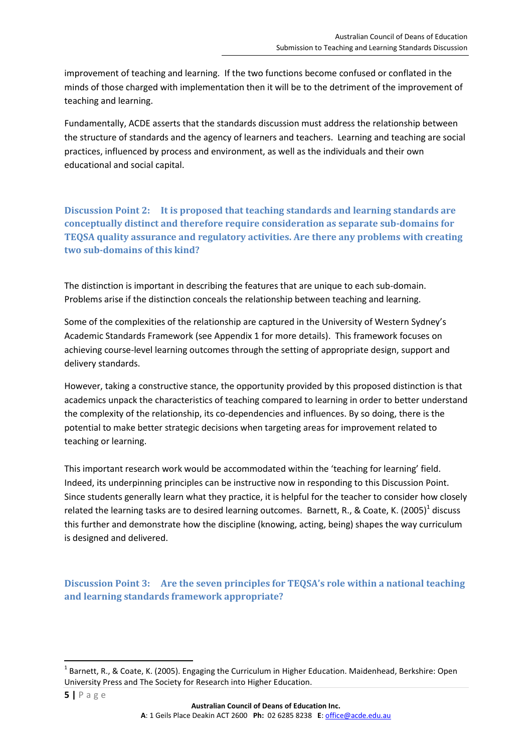improvement of teaching and learning. If the two functions become confused or conflated in the minds of those charged with implementation then it will be to the detriment of the improvement of teaching and learning.

Fundamentally, ACDE asserts that the standards discussion must address the relationship between the structure of standards and the agency of learners and teachers. Learning and teaching are social practices, influenced by process and environment, as well as the individuals and their own educational and social capital.

### Discussion Point 2: It is proposed that teaching standards and learning standards are conceptually distinct and therefore require consideration as separate sub-domains for TEQSA quality assurance and regulatory activities. Are there any problems with creating two sub-domains of this kind?

The distinction is important in describing the features that are unique to each sub-domain. Problems arise if the distinction conceals the relationship between teaching and learning.

Some of the complexities of the relationship are captured in the University of Western Sydney's Academic Standards Framework (see Appendix 1 for more details). This framework focuses on achieving course-level learning outcomes through the setting of appropriate design, support and delivery standards.

However, taking a constructive stance, the opportunity provided by this proposed distinction is that academics unpack the characteristics of teaching compared to learning in order to better understand the complexity of the relationship, its co-dependencies and influences. By so doing, there is the potential to make better strategic decisions when targeting areas for improvement related to teaching or learning.

This important research work would be accommodated within the 'teaching for learning' field. Indeed, its underpinning principles can be instructive now in responding to this Discussion Point. Since students generally learn what they practice, it is helpful for the teacher to consider how closely related the learning tasks are to desired learning outcomes. Barnett, R., & Coate, K. (2005)[1] discuss this further and demonstrate how the discipline (knowing, acting, being) shapes the way curriculum is designed and delivered.

### Discussion Point 3: Are the seven principles for TEQSA's role within a national teaching and learning standards framework appropriate?

---

[1] Barnett, R., & Coate, K. (2005). Engaging the Curriculum in Higher Education. Maidenhead, Berkshire: Open University Press and The Society for Research into Higher Education.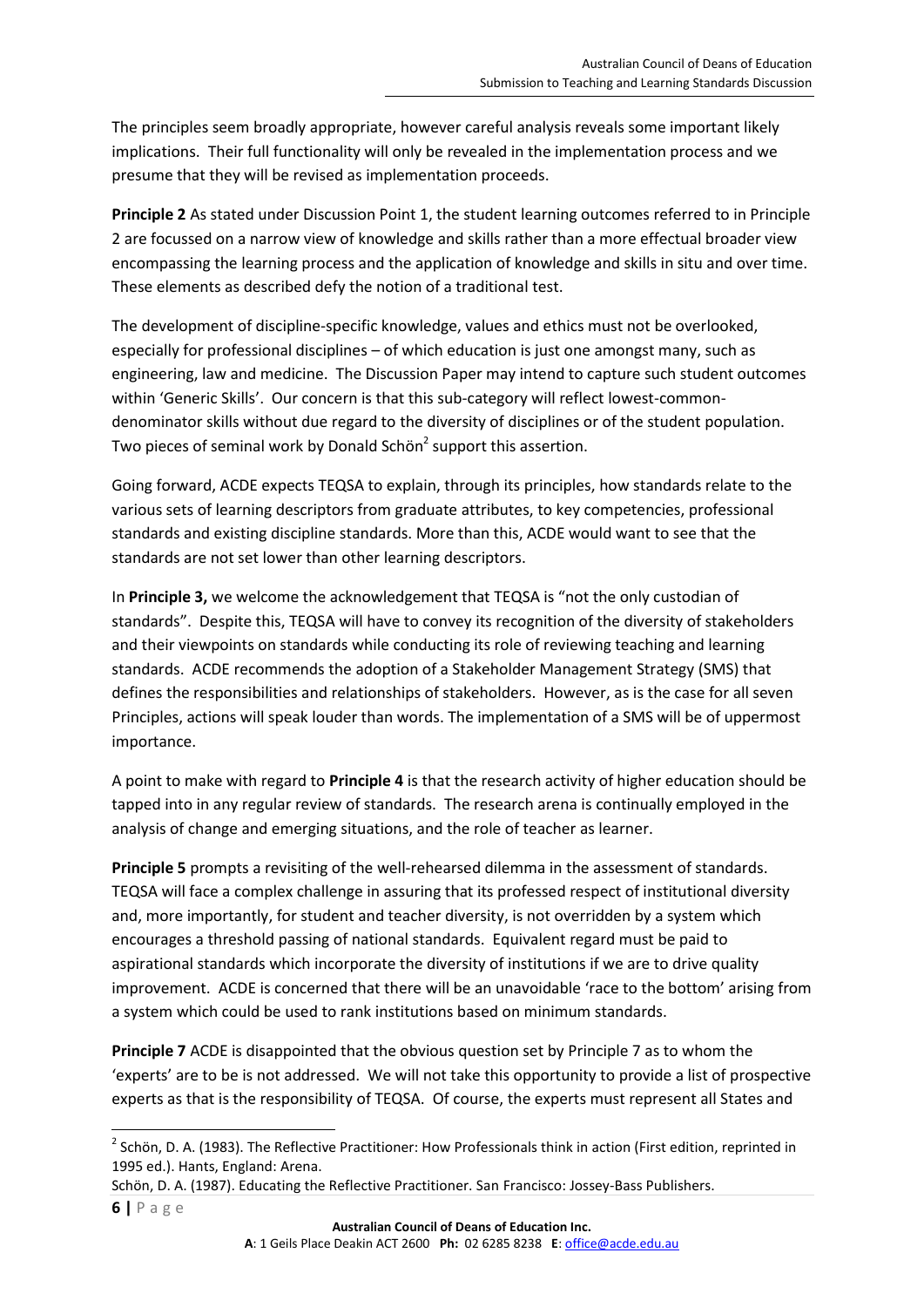The principles seem broadly appropriate, however careful analysis reveals some important likely implications. Their full functionality will only be revealed in the implementation process and we presume that they will be revised as implementation proceeds.

**Principle 2** As stated under Discussion Point 1, the student learning outcomes referred to in Principle 2 are focussed on a narrow view of knowledge and skills rather than a more effectual broader view encompassing the learning process and the application of knowledge and skills in situ and over time. These elements as described defy the notion of a traditional test.

The development of discipline-specific knowledge, values and ethics must not be overlooked, especially for professional disciplines – of which education is just one amongst many, such as engineering, law and medicine. The Discussion Paper may intend to capture such student outcomes within 'Generic Skills'. Our concern is that this sub-category will reflect lowest-common-denominator skills without due regard to the diversity of disciplines or of the student population. Two pieces of seminal work by Donald Schön[2] support this assertion.

Going forward, ACDE expects TEQSA to explain, through its principles, how standards relate to the various sets of learning descriptors from graduate attributes, to key competencies, professional standards and existing discipline standards. More than this, ACDE would want to see that the standards are not set lower than other learning descriptors.

In **Principle 3,** we welcome the acknowledgement that TEQSA is "not the only custodian of standards". Despite this, TEQSA will have to convey its recognition of the diversity of stakeholders and their viewpoints on standards while conducting its role of reviewing teaching and learning standards. ACDE recommends the adoption of a Stakeholder Management Strategy (SMS) that defines the responsibilities and relationships of stakeholders. However, as is the case for all seven Principles, actions will speak louder than words. The implementation of a SMS will be of uppermost importance.

A point to make with regard to **Principle 4** is that the research activity of higher education should be tapped into in any regular review of standards. The research arena is continually employed in the analysis of change and emerging situations, and the role of teacher as learner.

**Principle 5** prompts a revisiting of the well-rehearsed dilemma in the assessment of standards. TEQSA will face a complex challenge in assuring that its professed respect of institutional diversity and, more importantly, for student and teacher diversity, is not overridden by a system which encourages a threshold passing of national standards. Equivalent regard must be paid to aspirational standards which incorporate the diversity of institutions if we are to drive quality improvement. ACDE is concerned that there will be an unavoidable 'race to the bottom' arising from a system which could be used to rank institutions based on minimum standards.

**Principle 7** ACDE is disappointed that the obvious question set by Principle 7 as to whom the 'experts' are to be is not addressed. We will not take this opportunity to provide a list of prospective experts as that is the responsibility of TEQSA. Of course, the experts must represent all States and

---

[2] Schön, D. A. (1983). The Reflective Practitioner: How Professionals think in action (First edition, reprinted in 1995 ed.). Hants, England: Arena.

Schön, D. A. (1987). Educating the Reflective Practitioner. San Francisco: Jossey-Bass Publishers.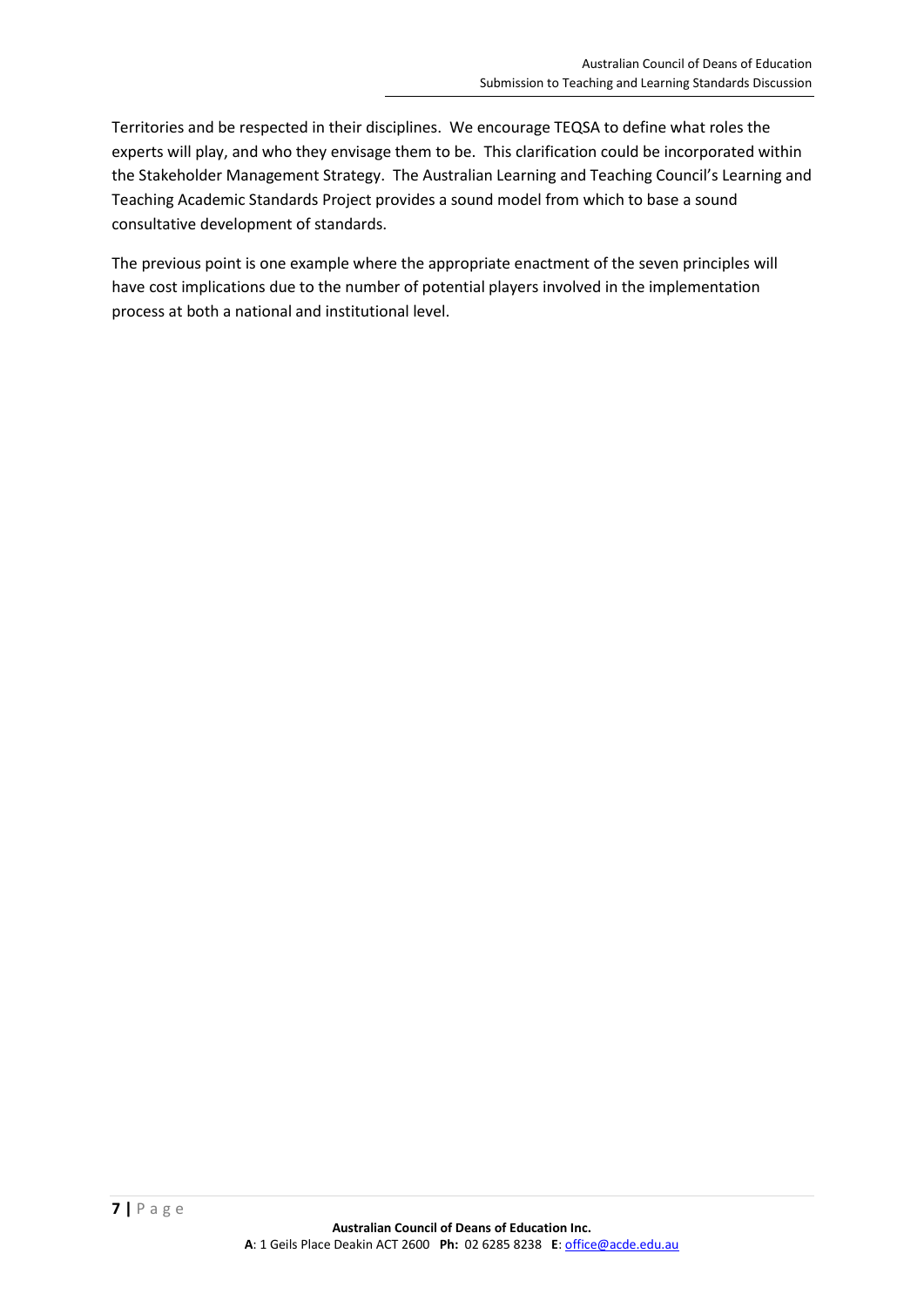Territories and be respected in their disciplines.  We encourage TEQSA to define what roles the experts will play, and who they envisage them to be.  This clarification could be incorporated within the Stakeholder Management Strategy.  The Australian Learning and Teaching Council's Learning and Teaching Academic Standards Project provides a sound model from which to base a sound consultative development of standards.

The previous point is one example where the appropriate enactment of the seven principles will have cost implications due to the number of potential players involved in the implementation process at both a national and institutional level.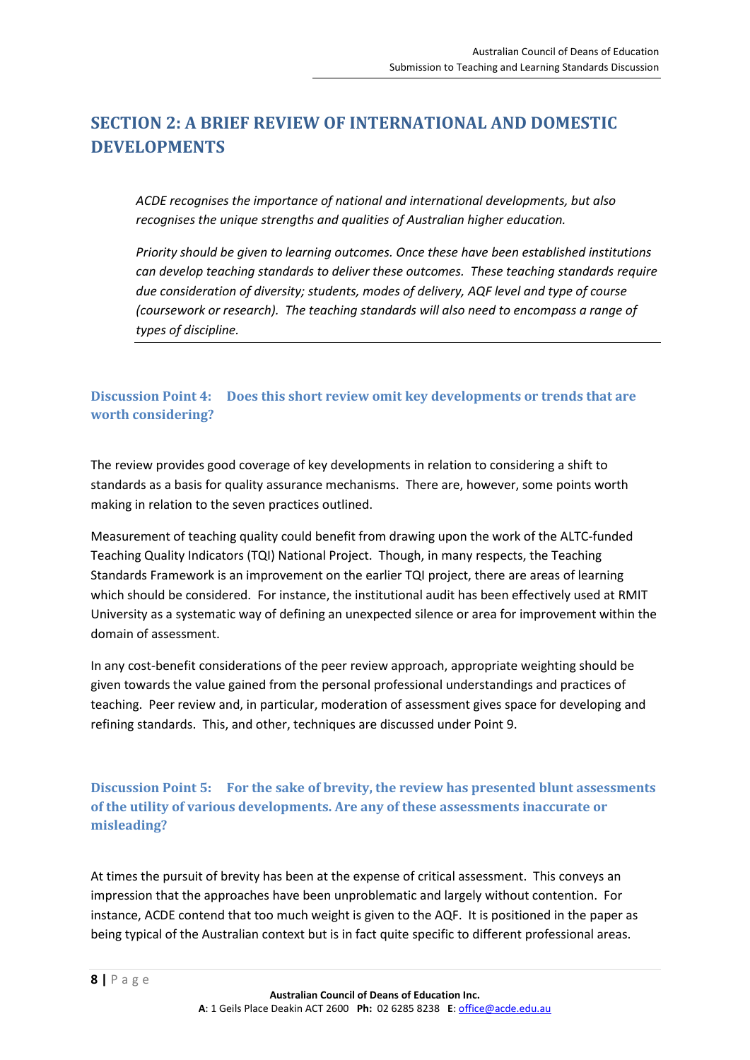## SECTION 2: A BRIEF REVIEW OF INTERNATIONAL AND DOMESTIC DEVELOPMENTS

*ACDE recognises the importance of national and international developments, but also recognises the unique strengths and qualities of Australian higher education.*

*Priority should be given to learning outcomes. Once these have been established institutions can develop teaching standards to deliver these outcomes. These teaching standards require due consideration of diversity; students, modes of delivery, AQF level and type of course (coursework or research). The teaching standards will also need to encompass a range of types of discipline.*

---

### Discussion Point 4: Does this short review omit key developments or trends that are worth considering?

The review provides good coverage of key developments in relation to considering a shift to standards as a basis for quality assurance mechanisms. There are, however, some points worth making in relation to the seven practices outlined.

Measurement of teaching quality could benefit from drawing upon the work of the ALTC-funded Teaching Quality Indicators (TQI) National Project. Though, in many respects, the Teaching Standards Framework is an improvement on the earlier TQI project, there are areas of learning which should be considered. For instance, the institutional audit has been effectively used at RMIT University as a systematic way of defining an unexpected silence or area for improvement within the domain of assessment.

In any cost-benefit considerations of the peer review approach, appropriate weighting should be given towards the value gained from the personal professional understandings and practices of teaching. Peer review and, in particular, moderation of assessment gives space for developing and refining standards. This, and other, techniques are discussed under Point 9.

### Discussion Point 5: For the sake of brevity, the review has presented blunt assessments of the utility of various developments. Are any of these assessments inaccurate or misleading?

At times the pursuit of brevity has been at the expense of critical assessment. This conveys an impression that the approaches have been unproblematic and largely without contention. For instance, ACDE contend that too much weight is given to the AQF. It is positioned in the paper as being typical of the Australian context but is in fact quite specific to different professional areas.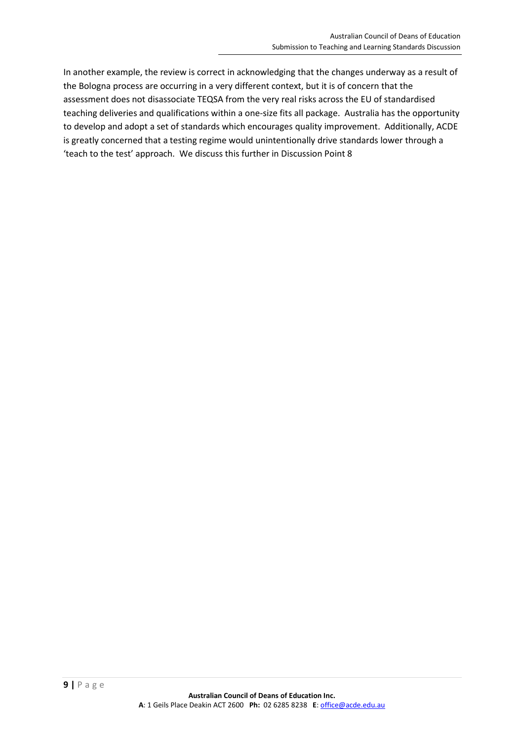In another example, the review is correct in acknowledging that the changes underway as a result of the Bologna process are occurring in a very different context, but it is of concern that the assessment does not disassociate TEQSA from the very real risks across the EU of standardised teaching deliveries and qualifications within a one-size fits all package. Australia has the opportunity to develop and adopt a set of standards which encourages quality improvement. Additionally, ACDE is greatly concerned that a testing regime would unintentionally drive standards lower through a 'teach to the test' approach. We discuss this further in Discussion Point 8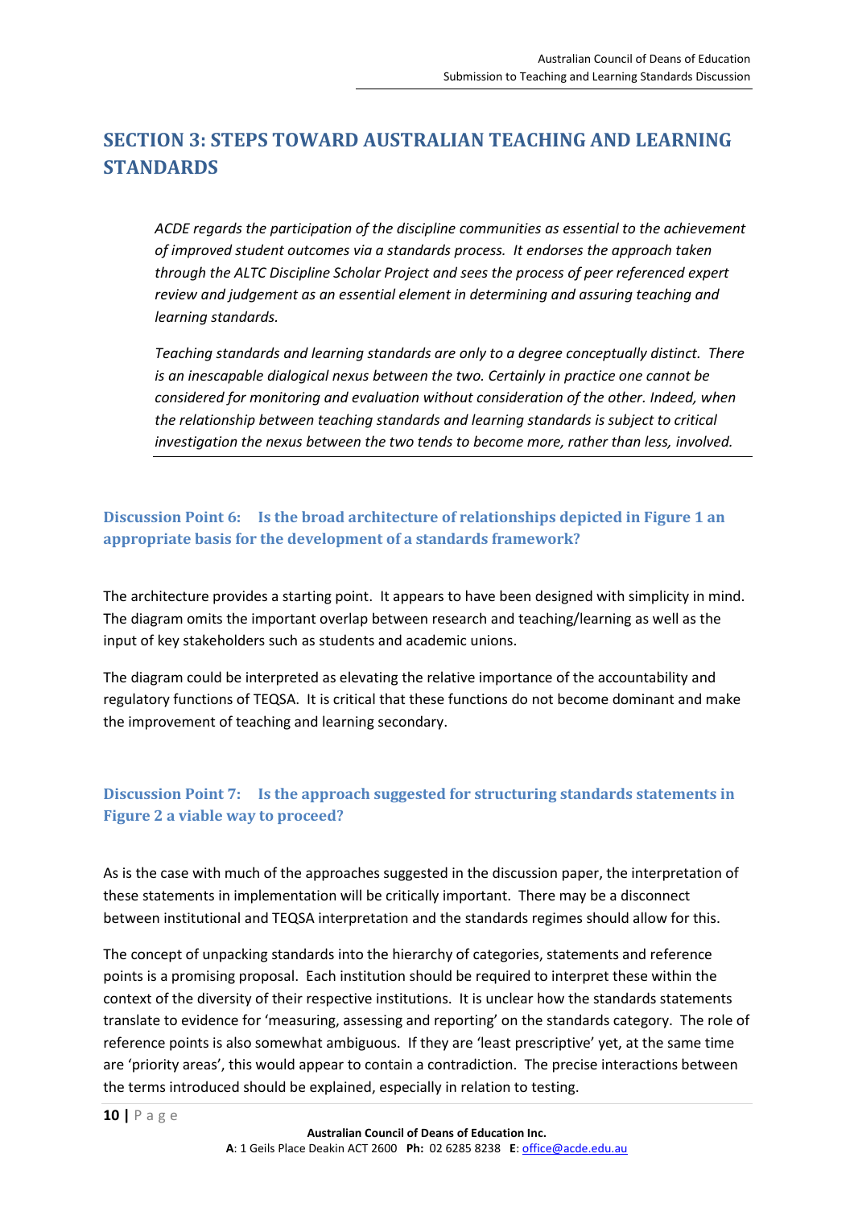# SECTION 3: STEPS TOWARD AUSTRALIAN TEACHING AND LEARNING STANDARDS

*ACDE regards the participation of the discipline communities as essential to the achievement of improved student outcomes via a standards process. It endorses the approach taken through the ALTC Discipline Scholar Project and sees the process of peer referenced expert review and judgement as an essential element in determining and assuring teaching and learning standards.*

*Teaching standards and learning standards are only to a degree conceptually distinct. There is an inescapable dialogical nexus between the two. Certainly in practice one cannot be considered for monitoring and evaluation without consideration of the other. Indeed, when the relationship between teaching standards and learning standards is subject to critical investigation the nexus between the two tends to become more, rather than less, involved.*

### Discussion Point 6: Is the broad architecture of relationships depicted in Figure 1 an appropriate basis for the development of a standards framework?

The architecture provides a starting point. It appears to have been designed with simplicity in mind. The diagram omits the important overlap between research and teaching/learning as well as the input of key stakeholders such as students and academic unions.

The diagram could be interpreted as elevating the relative importance of the accountability and regulatory functions of TEQSA. It is critical that these functions do not become dominant and make the improvement of teaching and learning secondary.

### Discussion Point 7: Is the approach suggested for structuring standards statements in Figure 2 a viable way to proceed?

As is the case with much of the approaches suggested in the discussion paper, the interpretation of these statements in implementation will be critically important. There may be a disconnect between institutional and TEQSA interpretation and the standards regimes should allow for this.

The concept of unpacking standards into the hierarchy of categories, statements and reference points is a promising proposal. Each institution should be required to interpret these within the context of the diversity of their respective institutions. It is unclear how the standards statements translate to evidence for 'measuring, assessing and reporting' on the standards category. The role of reference points is also somewhat ambiguous. If they are 'least prescriptive' yet, at the same time are 'priority areas', this would appear to contain a contradiction. The precise interactions between the terms introduced should be explained, especially in relation to testing.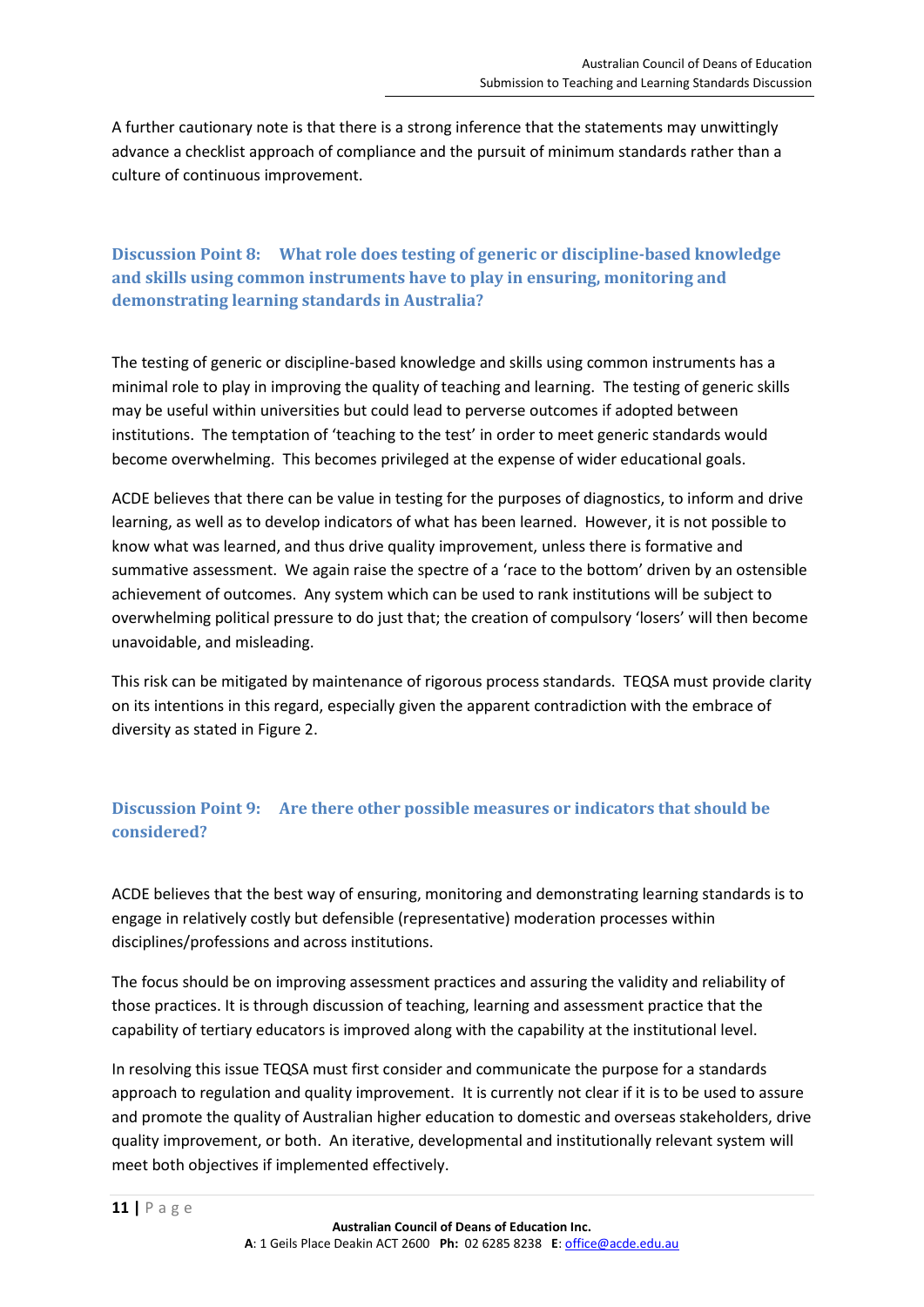A further cautionary note is that there is a strong inference that the statements may unwittingly advance a checklist approach of compliance and the pursuit of minimum standards rather than a culture of continuous improvement.

### Discussion Point 8: What role does testing of generic or discipline-based knowledge and skills using common instruments have to play in ensuring, monitoring and demonstrating learning standards in Australia?

The testing of generic or discipline-based knowledge and skills using common instruments has a minimal role to play in improving the quality of teaching and learning. The testing of generic skills may be useful within universities but could lead to perverse outcomes if adopted between institutions. The temptation of 'teaching to the test' in order to meet generic standards would become overwhelming. This becomes privileged at the expense of wider educational goals.

ACDE believes that there can be value in testing for the purposes of diagnostics, to inform and drive learning, as well as to develop indicators of what has been learned. However, it is not possible to know what was learned, and thus drive quality improvement, unless there is formative and summative assessment. We again raise the spectre of a 'race to the bottom' driven by an ostensible achievement of outcomes. Any system which can be used to rank institutions will be subject to overwhelming political pressure to do just that; the creation of compulsory 'losers' will then become unavoidable, and misleading.

This risk can be mitigated by maintenance of rigorous process standards. TEQSA must provide clarity on its intentions in this regard, especially given the apparent contradiction with the embrace of diversity as stated in Figure 2.

### Discussion Point 9: Are there other possible measures or indicators that should be considered?

ACDE believes that the best way of ensuring, monitoring and demonstrating learning standards is to engage in relatively costly but defensible (representative) moderation processes within disciplines/professions and across institutions.

The focus should be on improving assessment practices and assuring the validity and reliability of those practices. It is through discussion of teaching, learning and assessment practice that the capability of tertiary educators is improved along with the capability at the institutional level.

In resolving this issue TEQSA must first consider and communicate the purpose for a standards approach to regulation and quality improvement. It is currently not clear if it is to be used to assure and promote the quality of Australian higher education to domestic and overseas stakeholders, drive quality improvement, or both. An iterative, developmental and institutionally relevant system will meet both objectives if implemented effectively.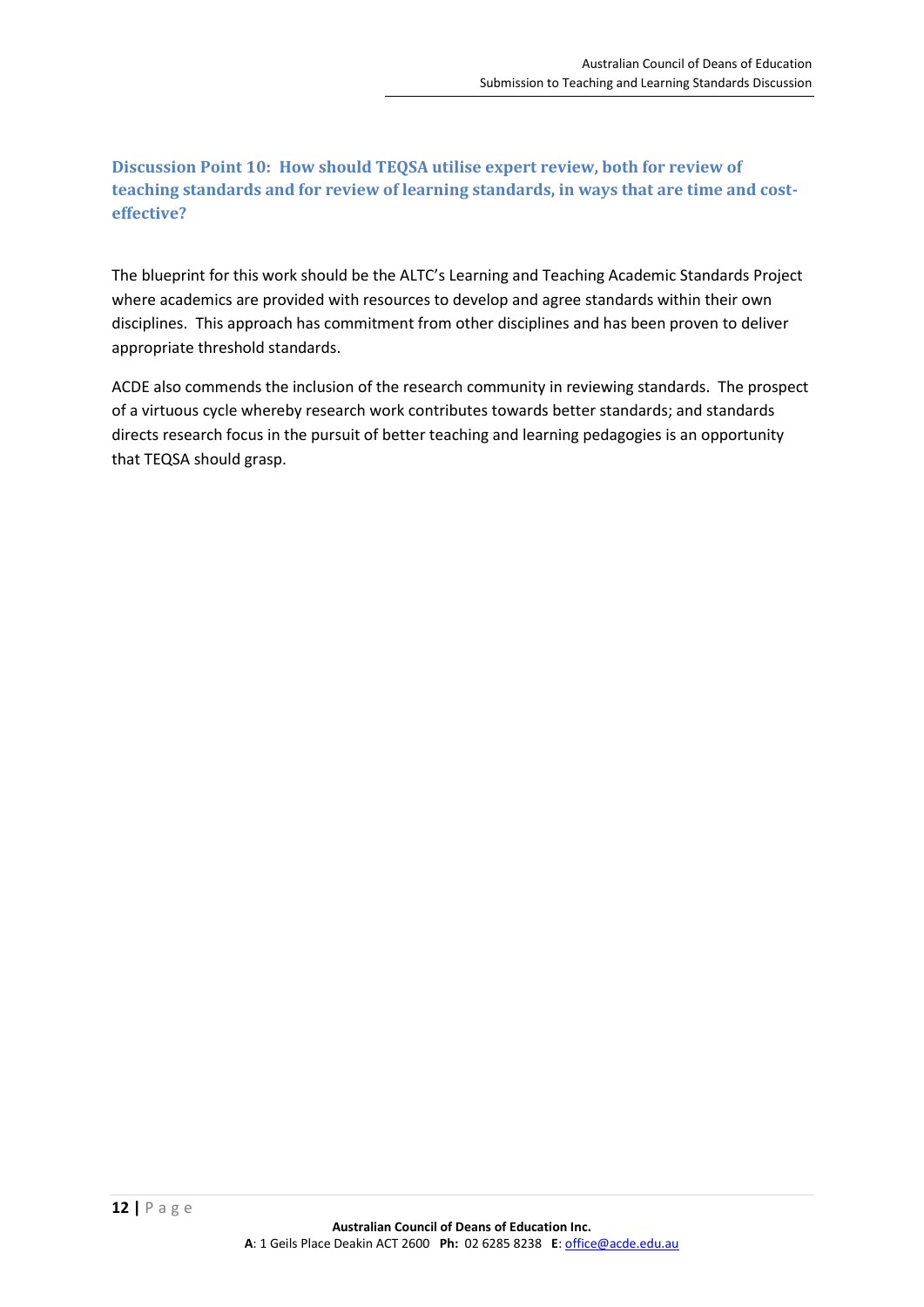### Discussion Point 10: How should TEQSA utilise expert review, both for review of teaching standards and for review of learning standards, in ways that are time and cost-effective?

The blueprint for this work should be the ALTC's Learning and Teaching Academic Standards Project where academics are provided with resources to develop and agree standards within their own disciplines. This approach has commitment from other disciplines and has been proven to deliver appropriate threshold standards.

ACDE also commends the inclusion of the research community in reviewing standards. The prospect of a virtuous cycle whereby research work contributes towards better standards; and standards directs research focus in the pursuit of better teaching and learning pedagogies is an opportunity that TEQSA should grasp.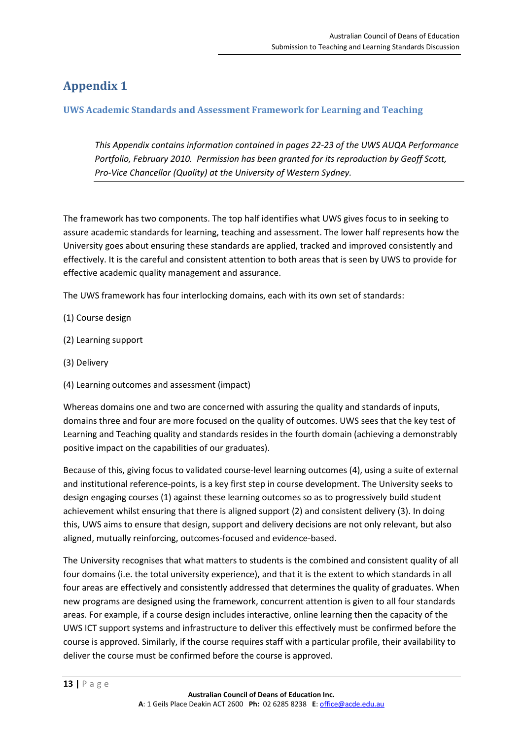# Appendix 1

### UWS Academic Standards and Assessment Framework for Learning and Teaching

> *This Appendix contains information contained in pages 22-23 of the UWS AUQA Performance Portfolio, February 2010. Permission has been granted for its reproduction by Geoff Scott, Pro-Vice Chancellor (Quality) at the University of Western Sydney.*

The framework has two components. The top half identifies what UWS gives focus to in seeking to assure academic standards for learning, teaching and assessment. The lower half represents how the University goes about ensuring these standards are applied, tracked and improved consistently and effectively. It is the careful and consistent attention to both areas that is seen by UWS to provide for effective academic quality management and assurance.

The UWS framework has four interlocking domains, each with its own set of standards:

(1) Course design

(2) Learning support

(3) Delivery

(4) Learning outcomes and assessment (impact)

Whereas domains one and two are concerned with assuring the quality and standards of inputs, domains three and four are more focused on the quality of outcomes. UWS sees that the key test of Learning and Teaching quality and standards resides in the fourth domain (achieving a demonstrably positive impact on the capabilities of our graduates).

Because of this, giving focus to validated course-level learning outcomes (4), using a suite of external and institutional reference-points, is a key first step in course development. The University seeks to design engaging courses (1) against these learning outcomes so as to progressively build student achievement whilst ensuring that there is aligned support (2) and consistent delivery (3). In doing this, UWS aims to ensure that design, support and delivery decisions are not only relevant, but also aligned, mutually reinforcing, outcomes-focused and evidence-based.

The University recognises that what matters to students is the combined and consistent quality of all four domains (i.e. the total university experience), and that it is the extent to which standards in all four areas are effectively and consistently addressed that determines the quality of graduates. When new programs are designed using the framework, concurrent attention is given to all four standards areas. For example, if a course design includes interactive, online learning then the capacity of the UWS ICT support systems and infrastructure to deliver this effectively must be confirmed before the course is approved. Similarly, if the course requires staff with a particular profile, their availability to deliver the course must be confirmed before the course is approved.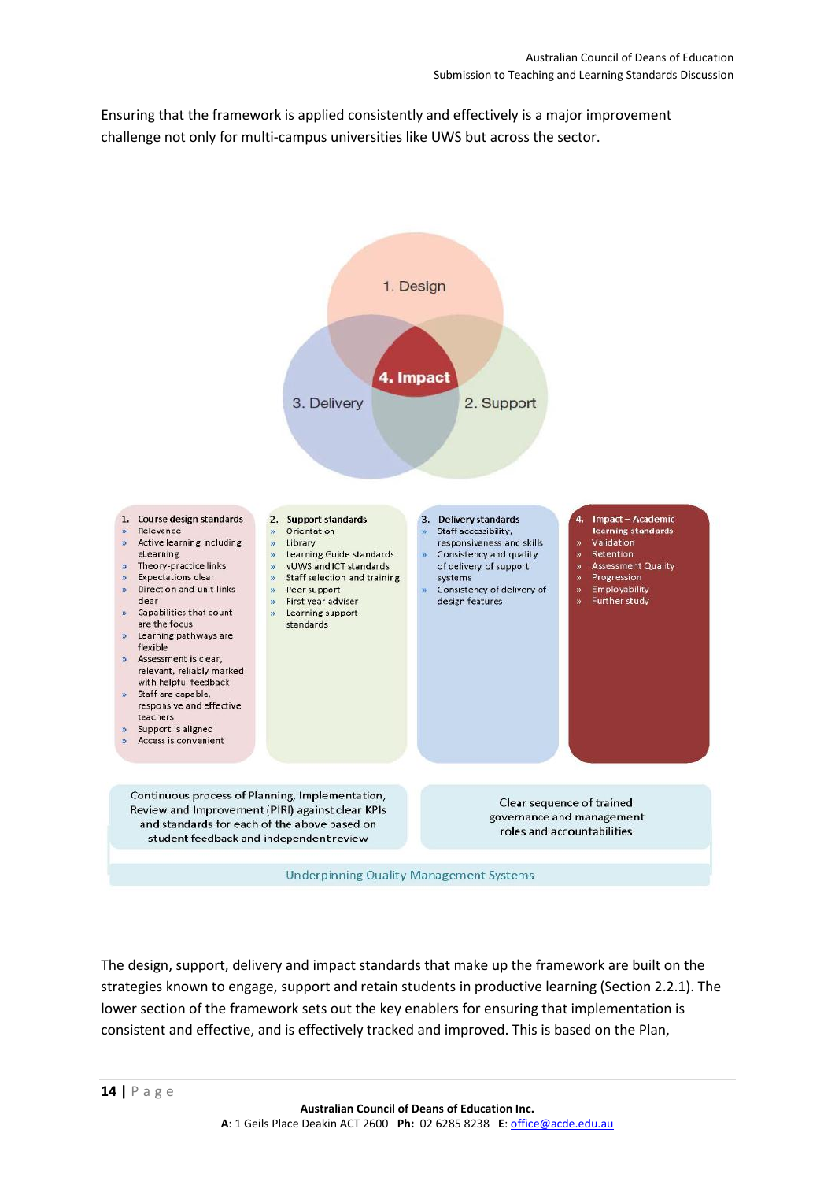Ensuring that the framework is applied consistently and effectively is a major improvement challenge not only for multi-campus universities like UWS but across the sector.

1. Design

4. Impact

3. Delivery

2. Support

**1. Course design standards**

- Relevance
- Active learning including eLearning
- Theory-practice links
- Expectations clear
- Direction and unit links clear
- Capabilities that count are the focus
- Learning pathways are flexible
- Assessment is clear, relevant, reliably marked with helpful feedback
- Staff are capable, responsive and effective teachers
- Support is aligned
- Access is convenient

**2. Support standards**

- Orientation
- Library
- Learning Guide standards
- vUWS and ICT standards
- Staff selection and training
- Peer support
- First year adviser
- Learning support standards

**3. Delivery standards**

- Staff accessibility, responsiveness and skills
- Consistency and quality of delivery of support systems
- Consistency of delivery of design features

**4. Impact – Academic learning standards**

- Validation
- Retention
- Assessment Quality
- Progression
- Employability
- Further study

Continuous process of Planning, Implementation, Review and Improvement (PIRI) against clear KPIs and standards for each of the above based on student feedback and independent review

Clear sequence of trained governance and management roles and accountabilities

Underpinning Quality Management Systems

The design, support, delivery and impact standards that make up the framework are built on the strategies known to engage, support and retain students in productive learning (Section 2.2.1). The lower section of the framework sets out the key enablers for ensuring that implementation is consistent and effective, and is effectively tracked and improved. This is based on the Plan,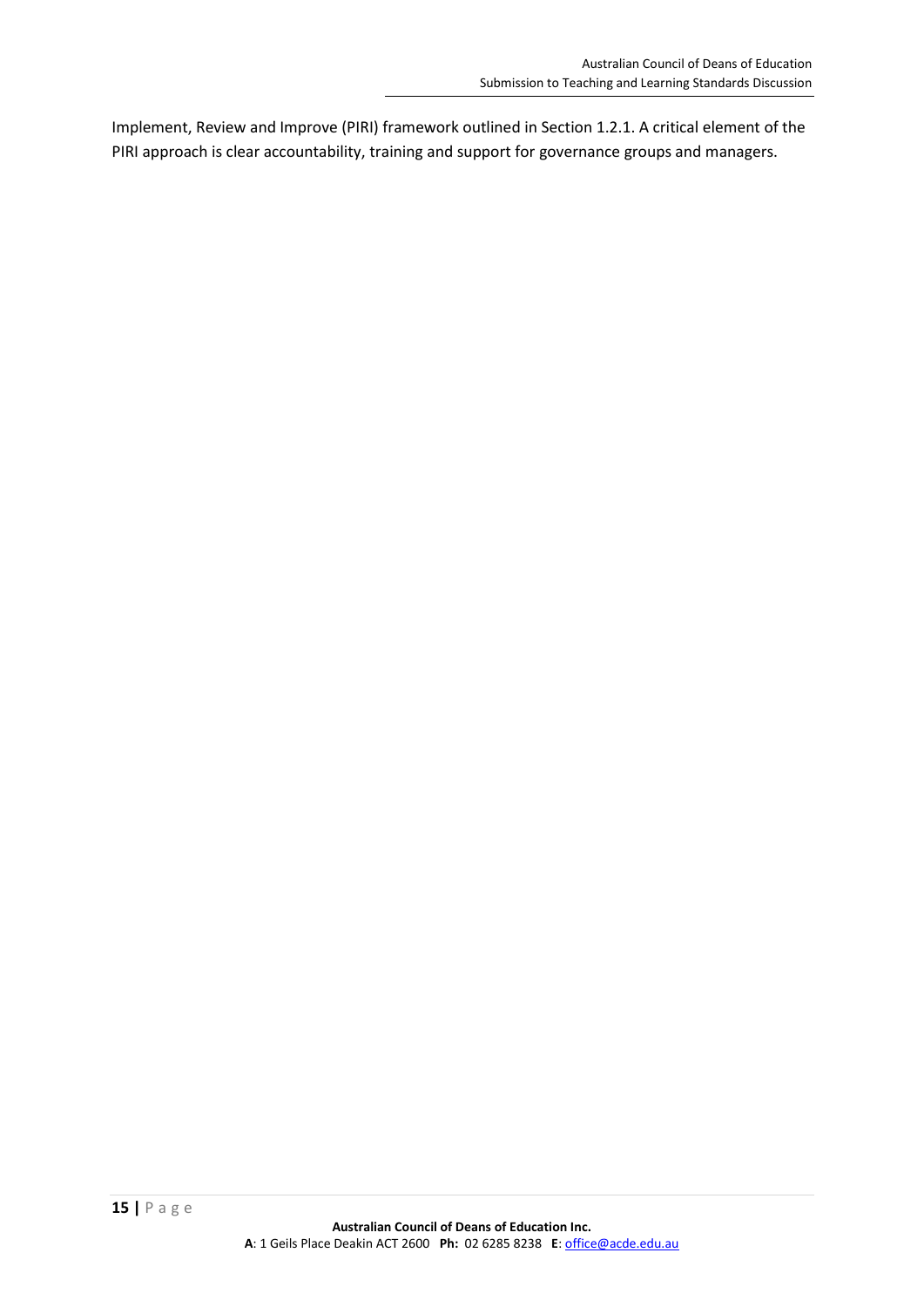Implement, Review and Improve (PIRI) framework outlined in Section 1.2.1. A critical element of the PIRI approach is clear accountability, training and support for governance groups and managers.